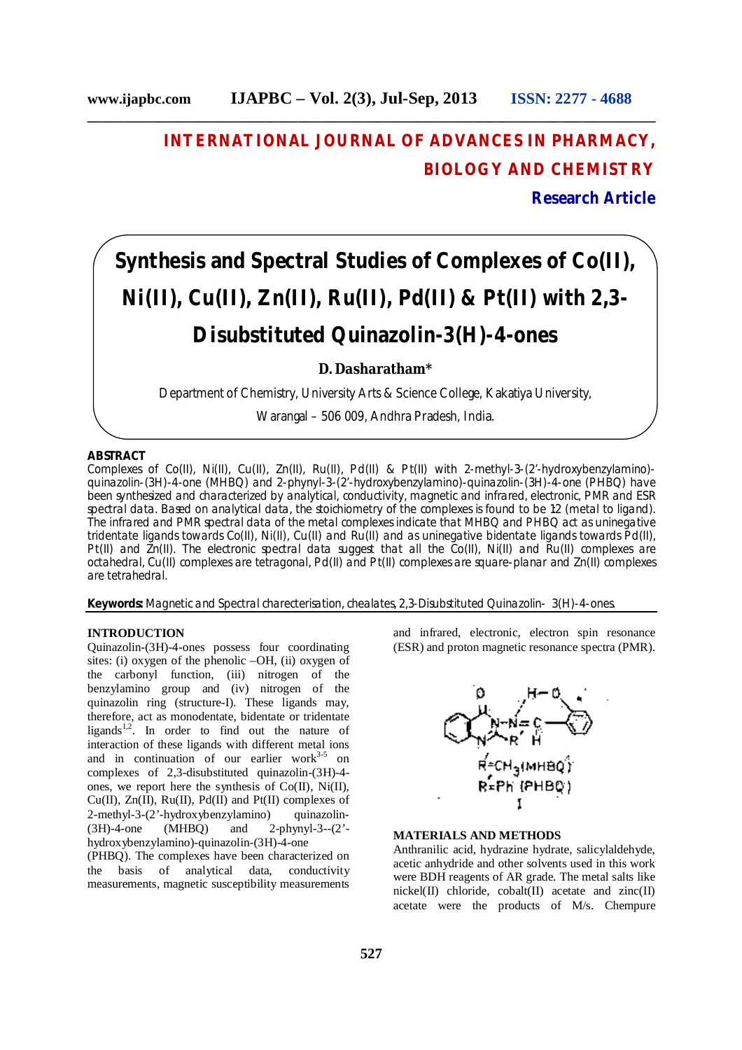# INTERNATIONAL JOURNAL OF ADVANCES IN PHARMACY, BIOLOGY AND CHEMISTRY

**Research Article**

# Synthesis and Spectral Studies of Complexes of Co(II), Ni(II), Cu(II), Zn(II), Ru(II), Pd(II) & Pt(II) with 2,3-Disubstituted Quinazolin-3(H)-4-ones

**D. Dasharatham***

Department of Chemistry, University Arts & Science College, Kakatiya University,

Warangal – 506 009, Andhra Pradesh, India.

## ABSTRACT

Complexes of Co(II), Ni(II), Cu(II), Zn(II), Ru(II), Pd(II) & Pt(II) with 2-methyl-3-(2'-hydroxybenzylamino)-quinazolin-(3H)-4-one (MHBQ) and 2-phynyl-3-(2'-hydroxybenzylamino)-quinazolin-(3H)-4-one (PHBQ) have been synthesized and characterized by analytical, conductivity, magnetic and infrared, electronic, PMR and ESR spectral data. Based on analytical data, the stoichiometry of the complexes is found to be 1:2 (metal to ligand). The infrared and PMR spectral data of the metal complexes indicate that MHBQ and PHBQ act as uninegative tridentate ligands towards Co(II), Ni(II), Cu(II) and Ru(II) and as uninegative bidentate ligands towards Pd(II), Pt(II) and Zn(II). The electronic spectral data suggest that all the Co(II), Ni(II) and Ru(II) complexes are octahedral, Cu(II) complexes are tetragonal, Pd(II) and Pt(II) complexes are square-planar and Zn(II) complexes are tetrahedral.

**Keywords:** Magnetic and Spectral charecterisation, chealates, 2,3-Disubstituted Quinazolin- 3(H)-4-ones.

## INTRODUCTION

Quinazolin-(3H)-4-ones possess four coordinating sites: (i) oxygen of the phenolic –OH, (ii) oxygen of the carbonyl function, (iii) nitrogen of the benzylamino group and (iv) nitrogen of the quinazolin ring (structure-I). These ligands may, therefore, act as monodentate, bidentate or tridentate ligands[1,2]. In order to find out the nature of interaction of these ligands with different metal ions and in continuation of our earlier work[3-5] on complexes of 2,3-disubstituted quinazolin-(3H)-4-ones, we report here the synthesis of Co(II), Ni(II), Cu(II), Zn(II), Ru(II), Pd(II) and Pt(II) complexes of 2-methyl-3-(2'-hydroxybenzylamino) quinazolin-(3H)-4-one (MHBQ) and 2-phynyl-3--(2'-hydroxybenzylamino)-quinazolin-(3H)-4-one (PHBQ). The complexes have been characterized on the basis of analytical data, conductivity measurements, magnetic susceptibility measurements and infrared, electronic, electron spin resonance (ESR) and proton magnetic resonance spectra (PMR).

R=CH$_3$ (MHBQ)

R=Ph (PHBQ)

I

## MATERIALS AND METHODS

Anthranilic acid, hydrazine hydrate, salicylaldehyde, acetic anhydride and other solvents used in this work were BDH reagents of AR grade. The metal salts like nickel(II) chloride, cobalt(II) acetate and zinc(II) acetate were the products of M/s. Chempure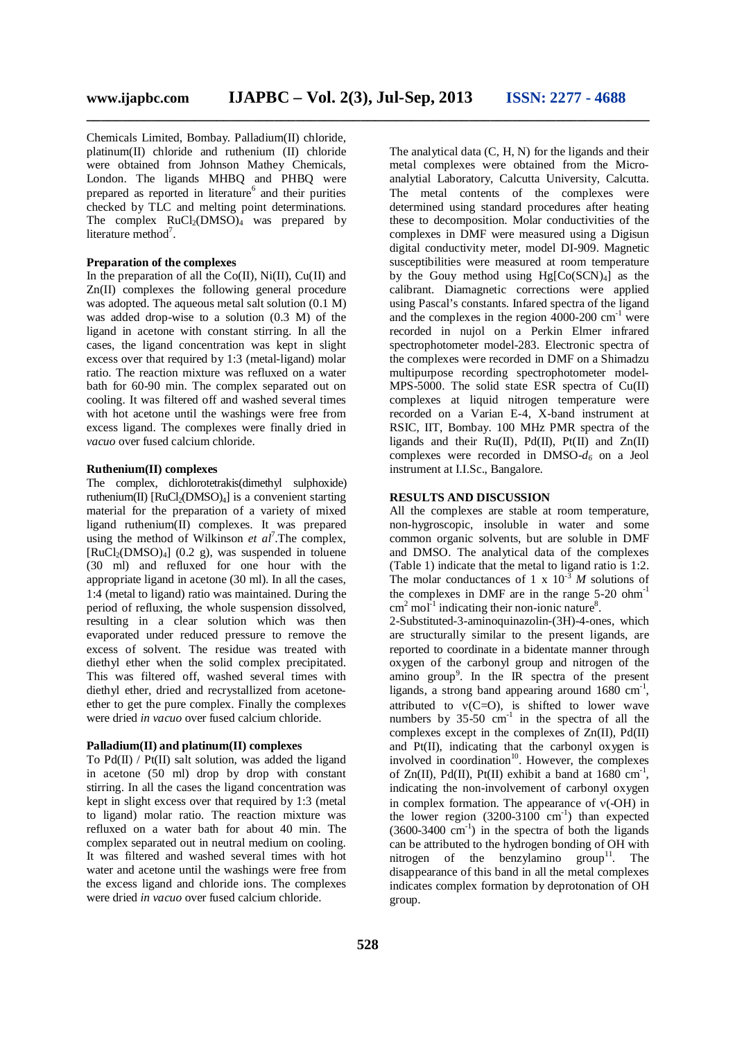Chemicals Limited, Bombay. Palladium(II) chloride, platinum(II) chloride and ruthenium (II) chloride were obtained from Johnson Mathey Chemicals, London. The ligands MHBQ and PHBQ were prepared as reported in literature[6] and their purities checked by TLC and melting point determinations. The complex $RuCl_2(DMSO)_4$ was prepared by literature method[7].

**Preparation of the complexes**

In the preparation of all the Co(II), Ni(II), Cu(II) and Zn(II) complexes the following general procedure was adopted. The aqueous metal salt solution (0.1 M) was added drop-wise to a solution (0.3 M) of the ligand in acetone with constant stirring. In all the cases, the ligand concentration was kept in slight excess over that required by 1:3 (metal-ligand) molar ratio. The reaction mixture was refluxed on a water bath for 60-90 min. The complex separated out on cooling. It was filtered off and washed several times with hot acetone until the washings were free from excess ligand. The complexes were finally dried in *vacuo* over fused calcium chloride.

**Ruthenium(II) complexes**

The complex, dichlorotetrakis(dimethyl sulphoxide) ruthenium(II) $[RuCl_2(DMSO)_4]$ is a convenient starting material for the preparation of a variety of mixed ligand ruthenium(II) complexes. It was prepared using the method of Wilkinson *et al*[7].The complex, $[RuCl_2(DMSO)_4]$ (0.2 g), was suspended in toluene (30 ml) and refluxed for one hour with the appropriate ligand in acetone (30 ml). In all the cases, 1:4 (metal to ligand) ratio was maintained. During the period of refluxing, the whole suspension dissolved, resulting in a clear solution which was then evaporated under reduced pressure to remove the excess of solvent. The residue was treated with diethyl ether when the solid complex precipitated. This was filtered off, washed several times with diethyl ether, dried and recrystallized from acetone-ether to get the pure complex. Finally the complexes were dried *in vacuo* over fused calcium chloride.

**Palladium(II) and platinum(II) complexes**

To Pd(II) / Pt(II) salt solution, was added the ligand in acetone (50 ml) drop by drop with constant stirring. In all the cases the ligand concentration was kept in slight excess over that required by 1:3 (metal to ligand) molar ratio. The reaction mixture was refluxed on a water bath for about 40 min. The complex separated out in neutral medium on cooling. It was filtered and washed several times with hot water and acetone until the washings were free from the excess ligand and chloride ions. The complexes were dried *in vacuo* over fused calcium chloride.

The analytical data (C, H, N) for the ligands and their metal complexes were obtained from the Micro-analytial Laboratory, Calcutta University, Calcutta. The metal contents of the complexes were determined using standard procedures after heating these to decomposition. Molar conductivities of the complexes in DMF were measured using a Digisun digital conductivity meter, model DI-909. Magnetic susceptibilities were measured at room temperature by the Gouy method using $Hg[Co(SCN)_4]$ as the calibrant. Diamagnetic corrections were applied using Pascal's constants. Infared spectra of the ligand and the complexes in the region 4000-200 $cm^{-1}$ were recorded in nujol on a Perkin Elmer infrared spectrophotometer model-283. Electronic spectra of the complexes were recorded in DMF on a Shimadzu multipurpose recording spectrophotometer model-MPS-5000. The solid state ESR spectra of Cu(II) complexes at liquid nitrogen temperature were recorded on a Varian E-4, X-band instrument at RSIC, IIT, Bombay. 100 MHz PMR spectra of the ligands and their Ru(II), Pd(II), Pt(II) and Zn(II) complexes were recorded in DMSO-$d_6$ on a Jeol instrument at I.I.Sc., Bangalore.

## RESULTS AND DISCUSSION

All the complexes are stable at room temperature, non-hygroscopic, insoluble in water and some common organic solvents, but are soluble in DMF and DMSO. The analytical data of the complexes (Table 1) indicate that the metal to ligand ratio is 1:2. The molar conductances of 1 x $10^{-3}$ *M* solutions of the complexes in DMF are in the range 5-20 $ohm^{-1}$ $cm^2$ $mol^{-1}$ indicating their non-ionic nature[8].

2-Substituted-3-aminoquinazolin-(3H)-4-ones, which are structurally similar to the present ligands, are reported to coordinate in a bidentate manner through oxygen of the carbonyl group and nitrogen of the amino group[9]. In the IR spectra of the present ligands, a strong band appearing around 1680 $cm^{-1}$, attributed to ν(C=O), is shifted to lower wave numbers by 35-50 $cm^{-1}$ in the spectra of all the complexes except in the complexes of Zn(II), Pd(II) and Pt(II), indicating that the carbonyl oxygen is involved in coordination[10]. However, the complexes of Zn(II), Pd(II), Pt(II) exhibit a band at 1680 $cm^{-1}$, indicating the non-involvement of carbonyl oxygen in complex formation. The appearance of ν(-OH) in the lower region (3200-3100 $cm^{-1}$) than expected (3600-3400 $cm^{-1}$) in the spectra of both the ligands can be attributed to the hydrogen bonding of OH with nitrogen of the benzylamino group[11]. The disappearance of this band in all the metal complexes indicates complex formation by deprotonation of OH group.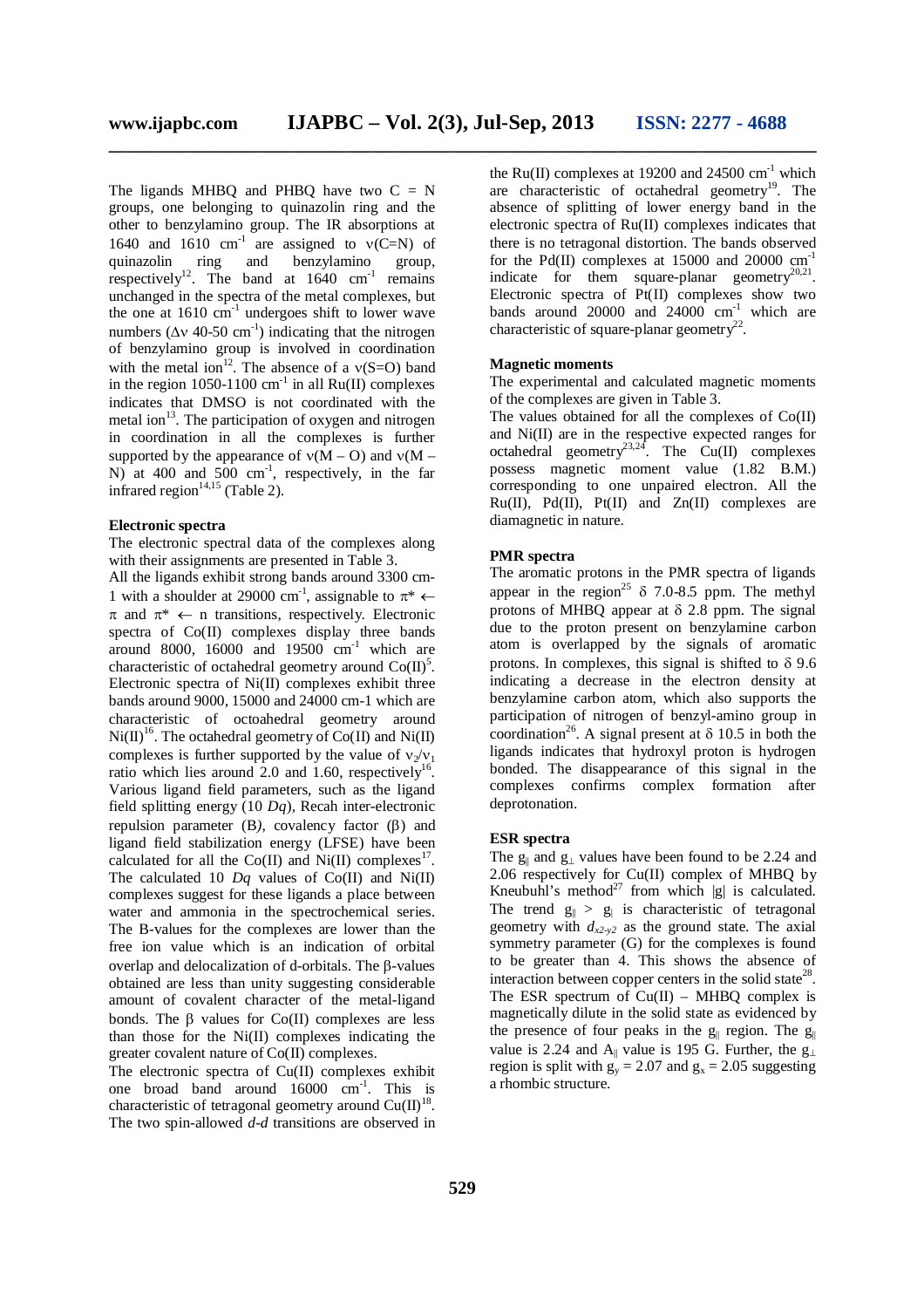The ligands MHBQ and PHBQ have two C = N groups, one belonging to quinazolin ring and the other to benzylamino group. The IR absorptions at 1640 and 1610 $cm^{-1}$ are assigned to ν(C=N) of quinazolin ring and benzylamino group, respectively[12]. The band at 1640 $cm^{-1}$ remains unchanged in the spectra of the metal complexes, but the one at 1610 $cm^{-1}$ undergoes shift to lower wave numbers (Δν 40-50 $cm^{-1}$) indicating that the nitrogen of benzylamino group is involved in coordination with the metal ion[12]. The absence of a ν(S=O) band in the region 1050-1100 $cm^{-1}$ in all Ru(II) complexes indicates that DMSO is not coordinated with the metal ion[13]. The participation of oxygen and nitrogen in coordination in all the complexes is further supported by the appearance of ν(M – O) and ν(M – N) at 400 and 500 $cm^{-1}$, respectively, in the far infrared region[14,15] (Table 2).

#### Electronic spectra

The electronic spectral data of the complexes along with their assignments are presented in Table 3.

All the ligands exhibit strong bands around 3300 cm-1 with a shoulder at 29000 $cm^{-1}$, assignable to $\pi^* \leftarrow \pi$ and $\pi^* \leftarrow n$ transitions, respectively. Electronic spectra of Co(II) complexes display three bands around 8000, 16000 and 19500 $cm^{-1}$ which are characteristic of octahedral geometry around Co(II)[5]. Electronic spectra of Ni(II) complexes exhibit three bands around 9000, 15000 and 24000 cm-1 which are characteristic of octoahedral geometry around Ni(II)[16]. The octahedral geometry of Co(II) and Ni(II) complexes is further supported by the value of $\nu_2/\nu_1$ ratio which lies around 2.0 and 1.60, respectively[16]. Various ligand field parameters, such as the ligand field splitting energy (10 *Dq*), Recah inter-electronic repulsion parameter (B*)*, covalency factor (β) and ligand field stabilization energy (LFSE) have been calculated for all the Co(II) and Ni(II) complexes[17]. The calculated 10 *Dq* values of Co(II) and Ni(II) complexes suggest for these ligands a place between water and ammonia in the spectrochemical series. The B-values for the complexes are lower than the free ion value which is an indication of orbital overlap and delocalization of d-orbitals. The β-values obtained are less than unity suggesting considerable amount of covalent character of the metal-ligand bonds. The β values for Co(II) complexes are less than those for the Ni(II) complexes indicating the greater covalent nature of Co(II) complexes.

The electronic spectra of Cu(II) complexes exhibit one broad band around 16000 $cm^{-1}$. This is characteristic of tetragonal geometry around Cu(II)[18]. The two spin-allowed *d-d* transitions are observed in the Ru(II) complexes at 19200 and 24500 $cm^{-1}$ which are characteristic of octahedral geometry[19]. The absence of splitting of lower energy band in the electronic spectra of Ru(II) complexes indicates that there is no tetragonal distortion. The bands observed for the Pd(II) complexes at 15000 and 20000 $cm^{-1}$ indicate for them square-planar geometry[20,21]. Electronic spectra of Pt(II) complexes show two bands around 20000 and 24000 $cm^{-1}$ which are characteristic of square-planar geometry[22].

#### Magnetic moments

The experimental and calculated magnetic moments of the complexes are given in Table 3.

The values obtained for all the complexes of Co(II) and Ni(II) are in the respective expected ranges for octahedral geometry[23,24]. The Cu(II) complexes possess magnetic moment value (1.82 B.M.) corresponding to one unpaired electron. All the Ru(II), Pd(II), Pt(II) and Zn(II) complexes are diamagnetic in nature.

#### PMR spectra

The aromatic protons in the PMR spectra of ligands appear in the region[25] δ 7.0-8.5 ppm. The methyl protons of MHBQ appear at δ 2.8 ppm. The signal due to the proton present on benzylamine carbon atom is overlapped by the signals of aromatic protons. In complexes, this signal is shifted to δ 9.6 indicating a decrease in the electron density at benzylamine carbon atom, which also supports the participation of nitrogen of benzyl-amino group in coordination[26]. A signal present at δ 10.5 in both the ligands indicates that hydroxyl proton is hydrogen bonded. The disappearance of this signal in the complexes confirms complex formation after deprotonation.

#### ESR spectra

The $g_{\|}$ and $g_{\perp}$ values have been found to be 2.24 and 2.06 respectively for Cu(II) complex of MHBQ by Kneubuhl's method[27] from which |g| is calculated. The trend $g_{\|} > g_{|}$ is characteristic of tetragonal geometry with $d_{x2-y2}$ as the ground state. The axial symmetry parameter (G) for the complexes is found to be greater than 4. This shows the absence of interaction between copper centers in the solid state[28]. The ESR spectrum of Cu(II) – MHBQ complex is magnetically dilute in the solid state as evidenced by the presence of four peaks in the $g_{\|}$ region. The $g_{\|}$ value is 2.24 and $A_{\|}$ value is 195 G. Further, the $g_{\perp}$ region is split with $g_y = 2.07$ and $g_x = 2.05$ suggesting a rhombic structure.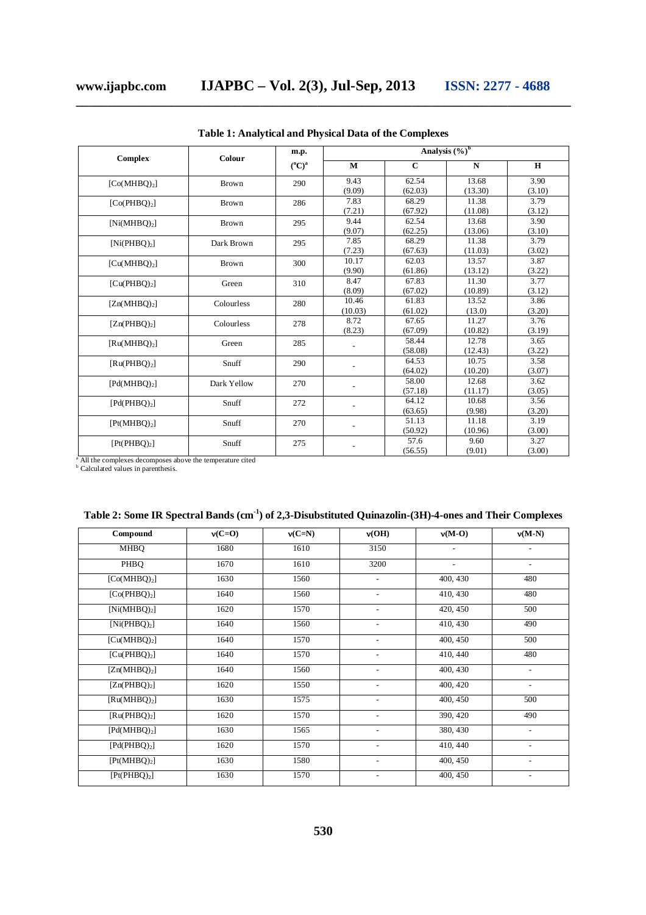**Table 1: Analytical and Physical Data of the Complexes**

| Complex | Colour | m.p. (°C)[a] | Analysis (%)[b] | | | |
|---|---|---|---|---|---|---|
| | | | M | C | N | H |
| $[Co(MHBQ)_2]$ | Brown | 290 | 9.43 (9.09) | 62.54 (62.03) | 13.68 (13.30) | 3.90 (3.10) |
| $[Co(PHBQ)_2]$ | Brown | 286 | 7.83 (7.21) | 68.29 (67.92) | 11.38 (11.08) | 3.79 (3.12) |
| $[Ni(MHBQ)_2]$ | Brown | 295 | 9.44 (9.07) | 62.54 (62.25) | 13.68 (13.06) | 3.90 (3.10) |
| $[Ni(PHBQ)_2]$ | Dark Brown | 295 | 7.85 (7.23) | 68.29 (67.63) | 11.38 (11.03) | 3.79 (3.02) |
| $[Cu(MHBQ)_2]$ | Brown | 300 | 10.17 (9.90) | 62.03 (61.86) | 13.57 (13.12) | 3.87 (3.22) |
| $[Cu(PHBQ)_2]$ | Green | 310 | 8.47 (8.09) | 67.83 (67.02) | 11.30 (10.89) | 3.77 (3.12) |
| $[Zn(MHBQ)_2]$ | Colourless | 280 | 10.46 (10.03) | 61.83 (61.02) | 13.52 (13.0) | 3.86 (3.20) |
| $[Zn(PHBQ)_2]$ | Colourless | 278 | 8.72 (8.23) | 67.65 (67.09) | 11.27 (10.82) | 3.76 (3.19) |
| $[Ru(MHBQ)_2]$ | Green | 285 | - | 58.44 (58.08) | 12.78 (12.43) | 3.65 (3.22) |
| $[Ru(PHBQ)_2]$ | Snuff | 290 | - | 64.53 (64.02) | 10.75 (10.20) | 3.58 (3.07) |
| $[Pd(MHBQ)_2]$ | Dark Yellow | 270 | - | 58.00 (57.18) | 12.68 (11.17) | 3.62 (3.05) |
| $[Pd(PHBQ)_2]$ | Snuff | 272 | - | 64.12 (63.65) | 10.68 (9.98) | 3.56 (3.20) |
| $[Pt(MHBQ)_2]$ | Snuff | 270 | - | 51.13 (50.92) | 11.18 (10.96) | 3.19 (3.00) |
| $[Pt(PHBQ)_2]$ | Snuff | 275 | - | 57.6 (56.55) | 9.60 (9.01) | 3.27 (3.00) |

[a] All the complexes decomposes above the temperature cited
[b] Calculated values in parenthesis.

**Table 2: Some IR Spectral Bands ($cm^{-1}$) of 2,3-Disubstituted Quinazolin-(3H)-4-ones and Their Complexes**

| Compound | ν(C=O) | ν(C=N) | ν(OH) | ν(M-O) | ν(M-N) |
|---|---|---|---|---|---|
| MHBQ | 1680 | 1610 | 3150 | - | - |
| PHBQ | 1670 | 1610 | 3200 | - | - |
| $[Co(MHBQ)_2]$ | 1630 | 1560 | - | 400, 430 | 480 |
| $[Co(PHBQ)_2]$ | 1640 | 1560 | - | 410, 430 | 480 |
| $[Ni(MHBQ)_2]$ | 1620 | 1570 | - | 420, 450 | 500 |
| $[Ni(PHBQ)_2]$ | 1640 | 1560 | - | 410, 430 | 490 |
| $[Cu(MHBQ)_2]$ | 1640 | 1570 | - | 400, 450 | 500 |
| $[Cu(PHBQ)_2]$ | 1640 | 1570 | - | 410, 440 | 480 |
| $[Zn(MHBQ)_2]$ | 1640 | 1560 | - | 400, 430 | - |
| $[Zn(PHBQ)_2]$ | 1620 | 1550 | - | 400, 420 | - |
| $[Ru(MHBQ)_2]$ | 1630 | 1575 | - | 400, 450 | 500 |
| $[Ru(PHBQ)_2]$ | 1620 | 1570 | - | 390, 420 | 490 |
| $[Pd(MHBQ)_2]$ | 1630 | 1565 | - | 380, 430 | - |
| $[Pd(PHBQ)_2]$ | 1620 | 1570 | - | 410, 440 | - |
| $[Pt(MHBQ)_2]$ | 1630 | 1580 | - | 400, 450 | - |
| $[Pt(PHBQ)_2]$ | 1630 | 1570 | - | 400, 450 | - |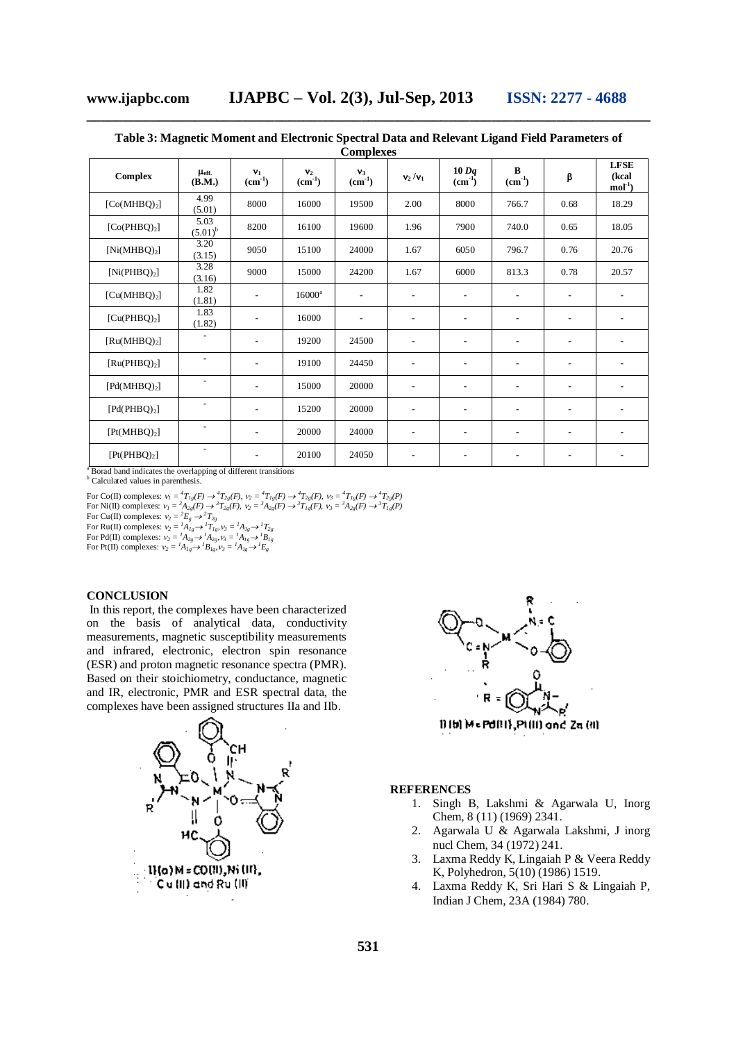**Table 3: Magnetic Moment and Electronic Spectral Data and Relevant Ligand Field Parameters of Complexes**

| Complex | $\mu_{eff.}$ (B.M.) | $\nu_1$ ($cm^{-1}$) | $\nu_2$ ($cm^{-1}$) | $\nu_3$ ($cm^{-1}$) | $\nu_2/\nu_1$ | 10 *Dq* ($cm^{-1}$) | B ($cm^{-1}$) | β | LFSE (kcal $mol^{-1}$) |
|---|---|---|---|---|---|---|---|---|---|
| $[Co(MHBQ)_2]$ | 4.99 (5.01) | 8000 | 16000 | 19500 | 2.00 | 8000 | 766.7 | 0.68 | 18.29 |
| $[Co(PHBQ)_2]$ | 5.03 (5.01)[b] | 8200 | 16100 | 19600 | 1.96 | 7900 | 740.0 | 0.65 | 18.05 |
| $[Ni(MHBQ)_2]$ | 3.20 (3.15) | 9050 | 15100 | 24000 | 1.67 | 6050 | 796.7 | 0.76 | 20.76 |
| $[Ni(PHBQ)_2]$ | 3.28 (3.16) | 9000 | 15000 | 24200 | 1.67 | 6000 | 813.3 | 0.78 | 20.57 |
| $[Cu(MHBQ)_2]$ | 1.82 (1.81) | - | 16000[a] | - | - | - | - | - | - |
| $[Cu(PHBQ)_2]$ | 1.83 (1.82) | - | 16000 | - | - | - | - | - | - |
| $[Ru(MHBQ)_2]$ | - | - | 19200 | 24500 | - | - | - | - | - |
| $[Ru(PHBQ)_2]$ | - | - | 19100 | 24450 | - | - | - | - | - |
| $[Pd(MHBQ)_2]$ | - | - | 15000 | 20000 | - | - | - | - | - |
| $[Pd(PHBQ)_2]$ | - | - | 15200 | 20000 | - | - | - | - | - |
| $[Pt(MHBQ)_2]$ | - | - | 20000 | 24000 | - | - | - | - | - |
| $[Pt(PHBQ)_2]$ | - | - | 20100 | 24050 | - | - | - | - | - |

[a] Borad band indicates the overlapping of different transitions
[b] Calculated values in parenthesis.

For Co(II) complexes: $\nu_1 = {}^4T_{1g}(F) \rightarrow {}^4T_{2g}(F)$, $\nu_2 = {}^4T_{1g}(F) \rightarrow {}^4T_{2g}(F)$, $\nu_3 = {}^4T_{1g}(F) \rightarrow {}^4T_{2g}(P)$
For Ni(II) complexes: $\nu_1 = {}^3A_{2g}(F) \rightarrow {}^3T_{2g}(F)$, $\nu_2 = {}^3A_{2g}(F) \rightarrow {}^3T_{1g}(F)$, $\nu_3 = {}^3A_{2g}(F) \rightarrow {}^3T_{1g}(P)$
For Cu(II) complexes: $\nu_2 = {}^2E_g \rightarrow {}^2T_{2g}$
For Ru(II) complexes: $\nu_2 = {}^1A_{1g} \rightarrow {}^1T_{1g}$, $\nu_3 = {}^1A_{1g} \rightarrow {}^1T_{2g}$
For Pd(II) complexes: $\nu_2 = {}^1A_{2g} \rightarrow {}^1A_{2g}$, $\nu_3 = {}^1A_{1g} \rightarrow {}^1B_{1g}$
For Pt(II) complexes: $\nu_2 = {}^1A_{1g} \rightarrow {}^1B_{1g}$, $\nu_3 = {}^1A_{1g} \rightarrow {}^1E_g$

## CONCLUSION

In this report, the complexes have been characterized on the basis of analytical data, conductivity measurements, magnetic susceptibility measurements and infrared, electronic, electron spin resonance (ESR) and proton magnetic resonance spectra (PMR). Based on their stoichiometry, conductance, magnetic and IR, electronic, PMR and ESR spectral data, the complexes have been assigned structures IIa and IIb.

II(a) M = Co(II), Ni(II), Cu(II) and Ru(II)

II(b) M = Pd(II), Pt(II) and Zn(II)

## REFERENCES

1. Singh B, Lakshmi & Agarwala U, Inorg Chem, 8 (11) (1969) 2341.
2. Agarwala U & Agarwala Lakshmi, J inorg nucl Chem, 34 (1972) 241.
3. Laxma Reddy K, Lingaiah P & Veera Reddy K, Polyhedron, 5(10) (1986) 1519.
4. Laxma Reddy K, Sri Hari S & Lingaiah P, Indian J Chem, 23A (1984) 780.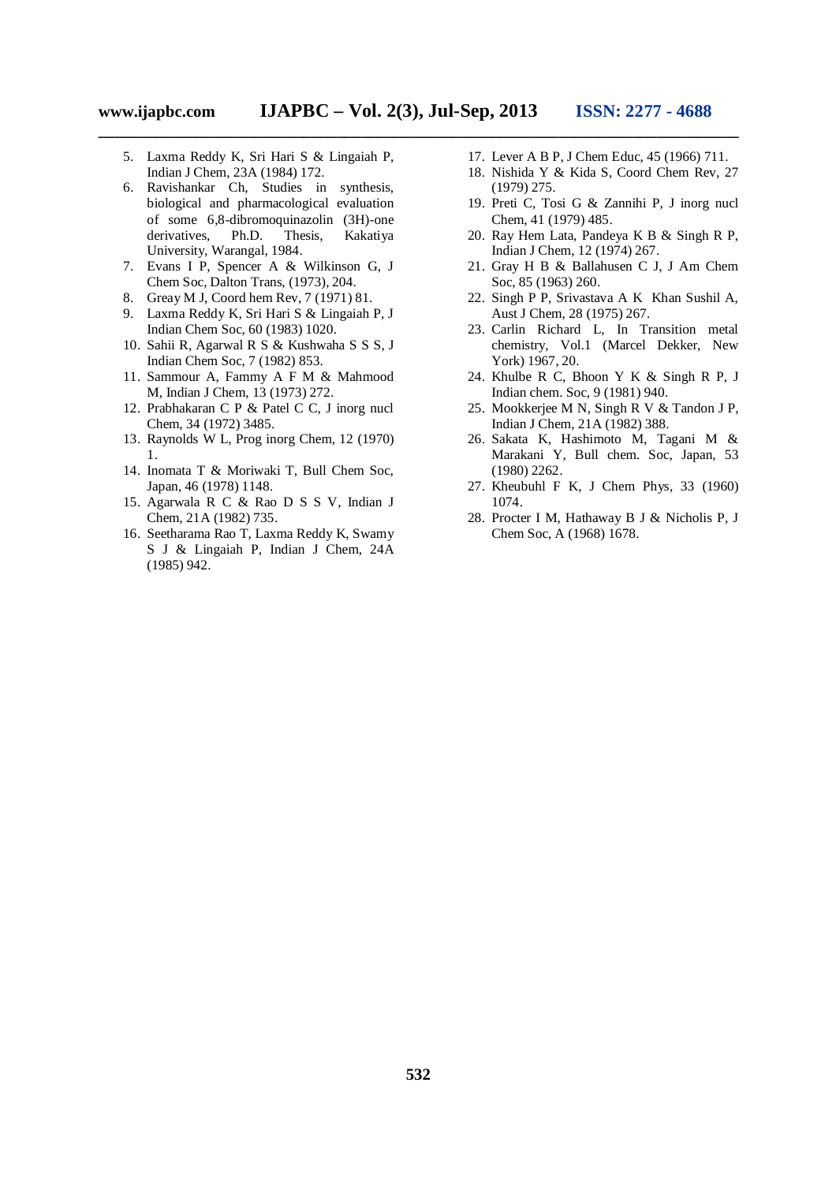5. Laxma Reddy K, Sri Hari S & Lingaiah P, Indian J Chem, 23A (1984) 172.
6. Ravishankar Ch, Studies in synthesis, biological and pharmacological evaluation of some 6,8-dibromoquinazolin (3H)-one derivatives, Ph.D. Thesis, Kakatiya University, Warangal, 1984.
7. Evans I P, Spencer A & Wilkinson G, J Chem Soc, Dalton Trans, (1973), 204.
8. Greay M J, Coord hem Rev, 7 (1971) 81.
9. Laxma Reddy K, Sri Hari S & Lingaiah P, J Indian Chem Soc, 60 (1983) 1020.
10. Sahii R, Agarwal R S & Kushwaha S S S, J Indian Chem Soc, 7 (1982) 853.
11. Sammour A, Fammy A F M & Mahmood M, Indian J Chem, 13 (1973) 272.
12. Prabhakaran C P & Patel C C, J inorg nucl Chem, 34 (1972) 3485.
13. Raynolds W L, Prog inorg Chem, 12 (1970) 1.
14. Inomata T & Moriwaki T, Bull Chem Soc, Japan, 46 (1978) 1148.
15. Agarwala R C & Rao D S S V, Indian J Chem, 21A (1982) 735.
16. Seetharama Rao T, Laxma Reddy K, Swamy S J & Lingaiah P, Indian J Chem, 24A (1985) 942.
17. Lever A B P, J Chem Educ, 45 (1966) 711.
18. Nishida Y & Kida S, Coord Chem Rev, 27 (1979) 275.
19. Preti C, Tosi G & Zannihi P, J inorg nucl Chem, 41 (1979) 485.
20. Ray Hem Lata, Pandeya K B & Singh R P, Indian J Chem, 12 (1974) 267.
21. Gray H B & Ballahusen C J, J Am Chem Soc, 85 (1963) 260.
22. Singh P P, Srivastava A K Khan Sushil A, Aust J Chem, 28 (1975) 267.
23. Carlin Richard L, In Transition metal chemistry, Vol.1 (Marcel Dekker, New York) 1967, 20.
24. Khulbe R C, Bhoon Y K & Singh R P, J Indian chem. Soc, 9 (1981) 940.
25. Mookkerjee M N, Singh R V & Tandon J P, Indian J Chem, 21A (1982) 388.
26. Sakata K, Hashimoto M, Tagani M & Marakani Y, Bull chem. Soc, Japan, 53 (1980) 2262.
27. Kheubuhl F K, J Chem Phys, 33 (1960) 1074.
28. Procter I M, Hathaway B J & Nicholis P, J Chem Soc, A (1968) 1678.